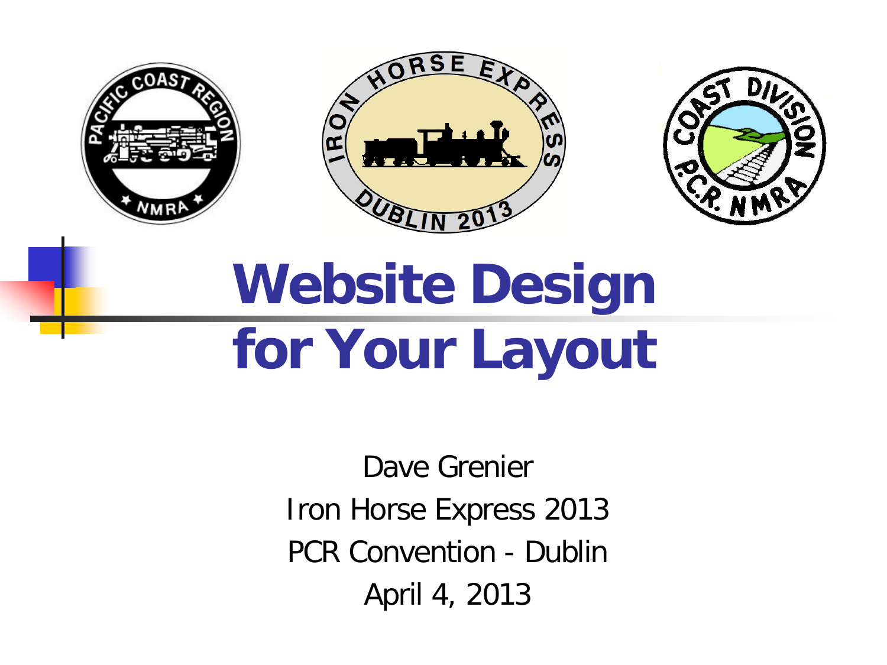# Website Design for Your Layout

Dave Grenier

Iron Horse Express 2013

PCR Convention - Dublin

April 4, 2013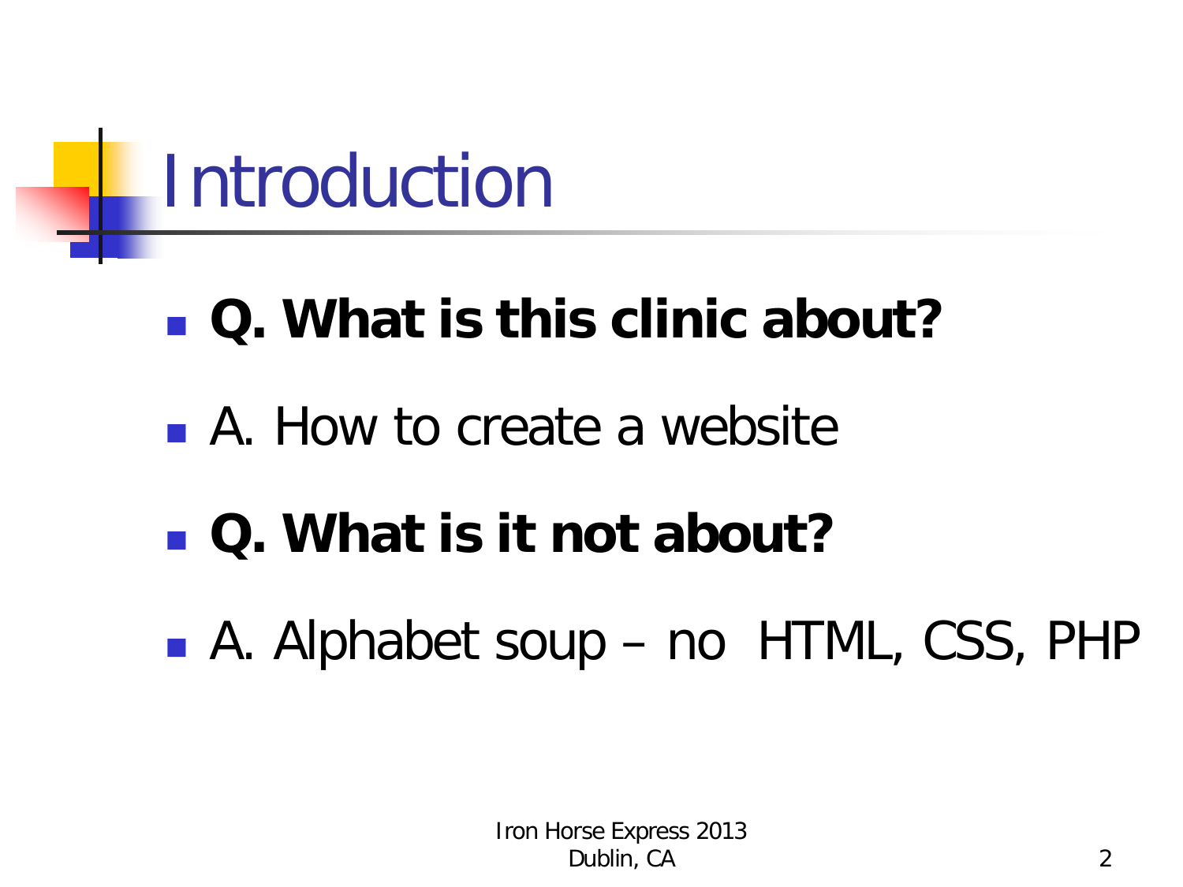# Introduction

- **Q. What is this clinic about?**
- A. How to create a website
- **Q. What is it not about?**
- A. Alphabet soup – no HTML, CSS, PHP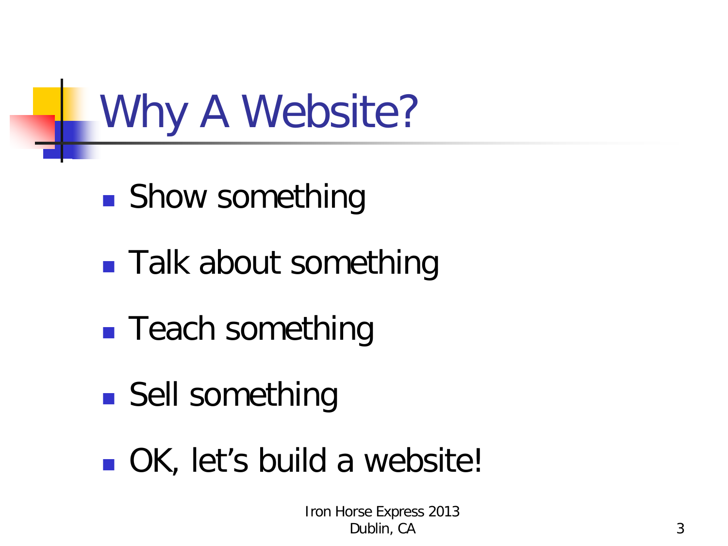# Why A Website?

- Show something
- Talk about something
- Teach something
- Sell something
- OK, let's build a website!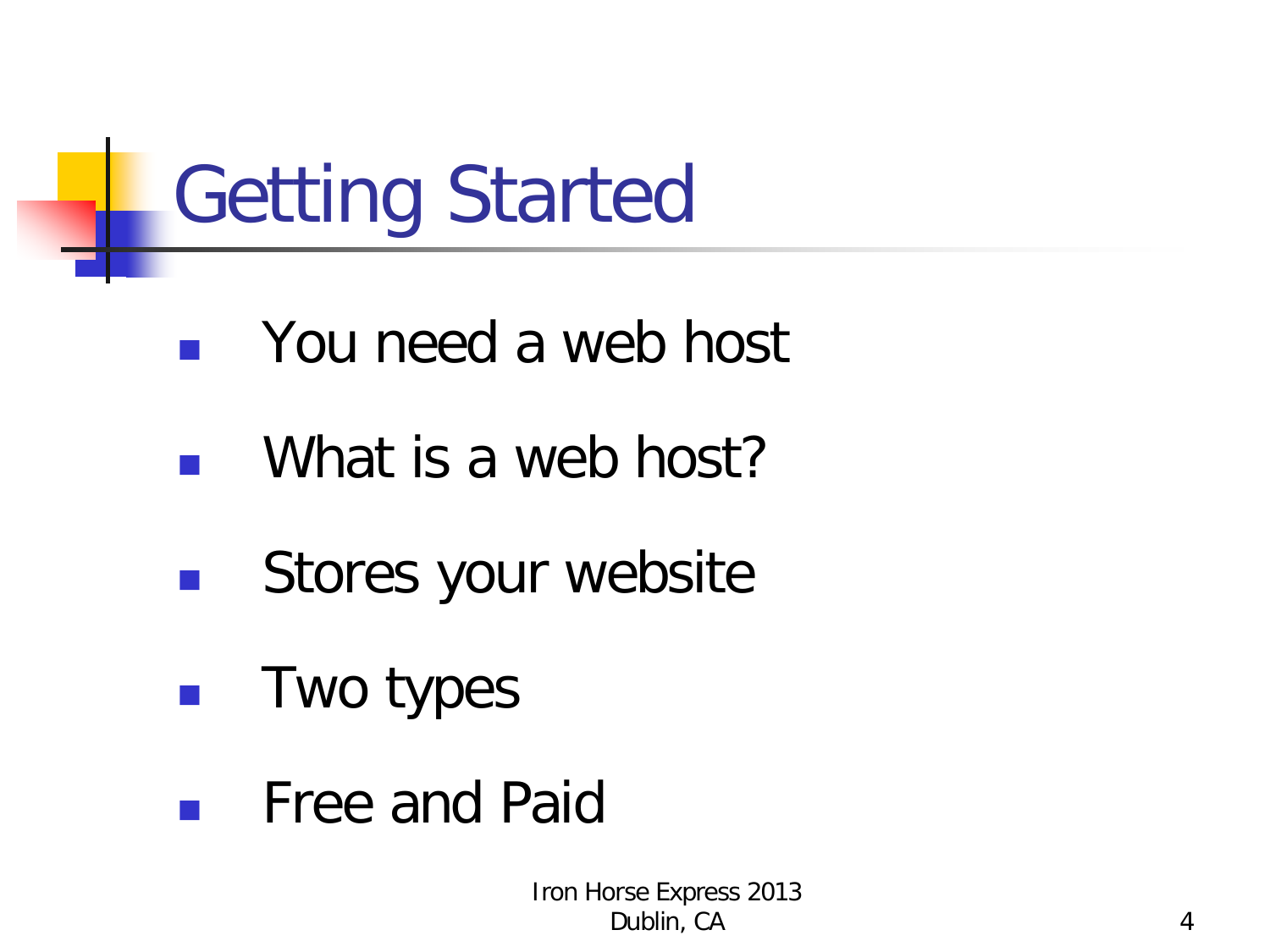# Getting Started

- You need a web host
- What is a web host?
- Stores your website
- Two types
- Free and Paid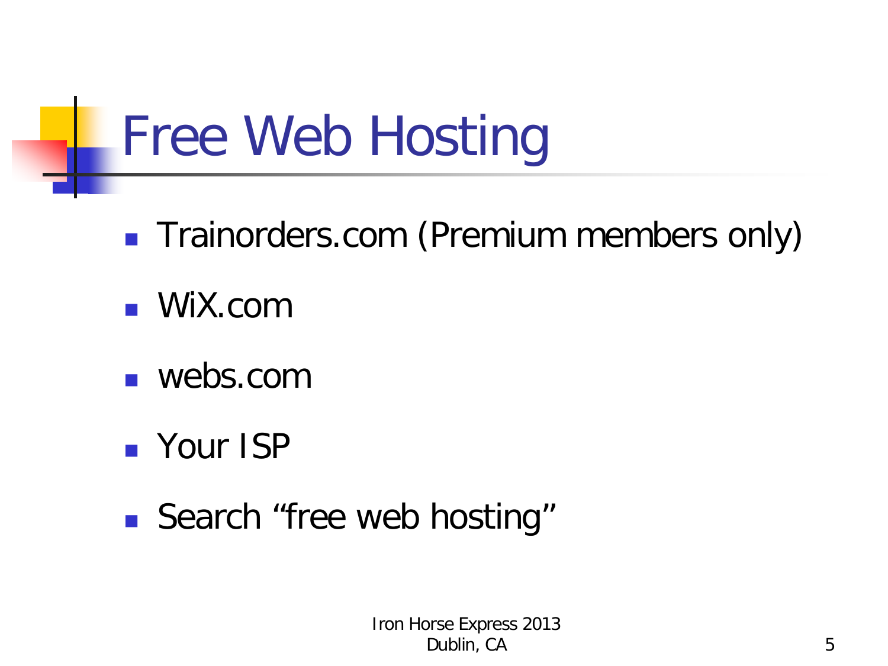# Free Web Hosting

- Trainorders.com (Premium members only)
- WiX.com
- webs.com
- Your ISP
- Search “free web hosting”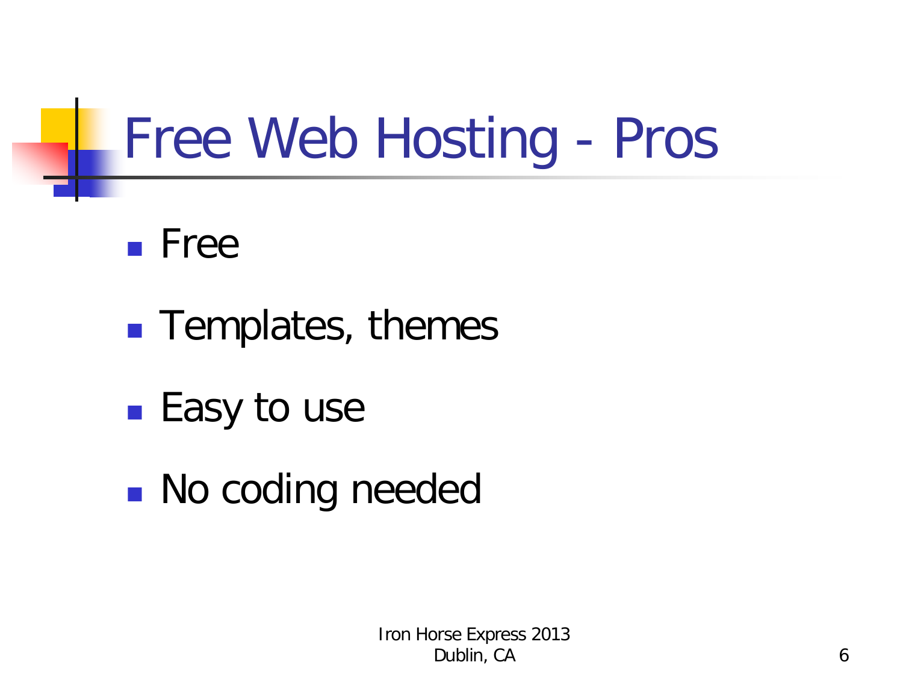# Free Web Hosting - Pros

- Free
- Templates, themes
- Easy to use
- No coding needed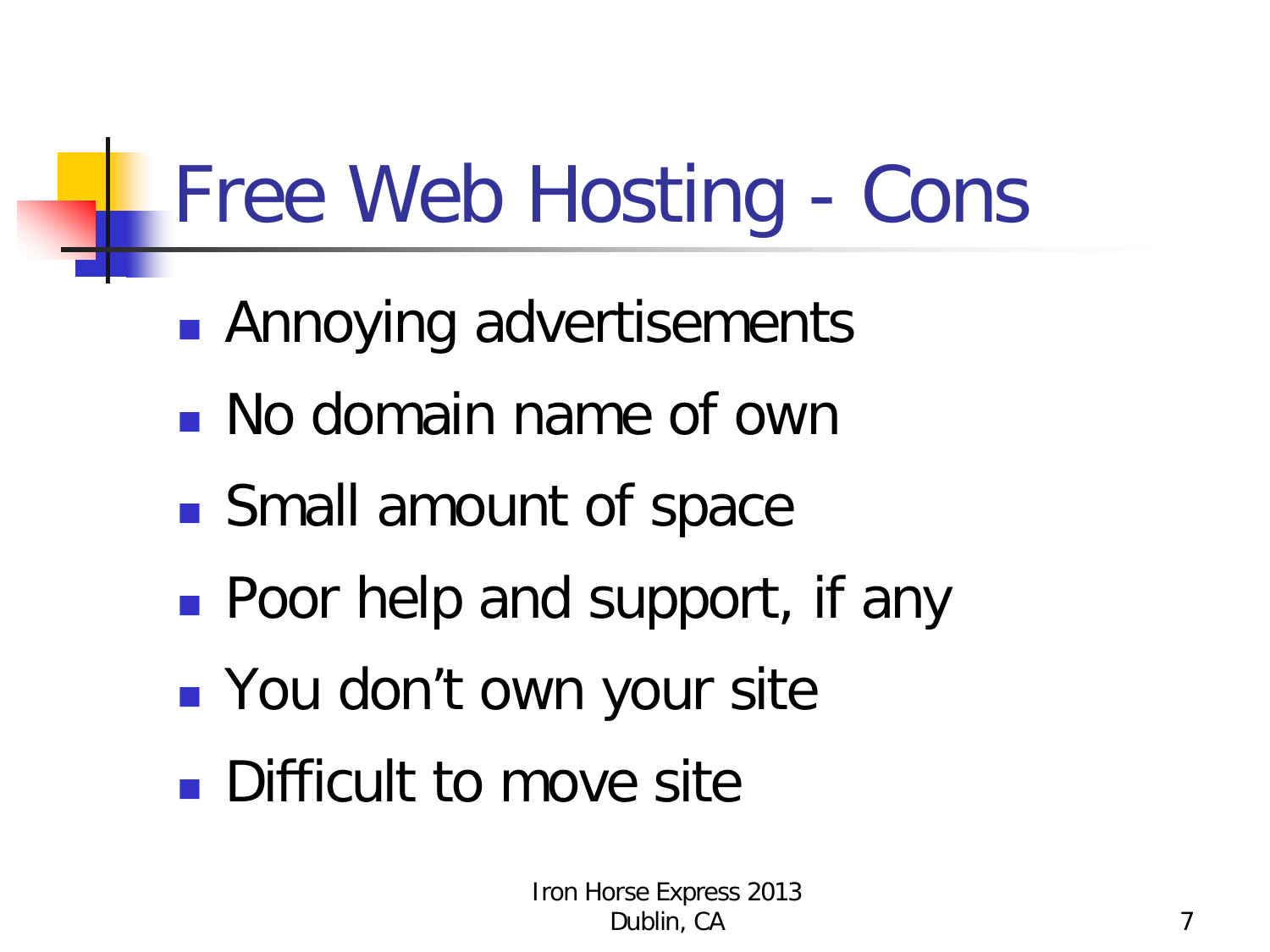# Free Web Hosting - Cons

- Annoying advertisements
- No domain name of own
- Small amount of space
- Poor help and support, if any
- You don't own your site
- Difficult to move site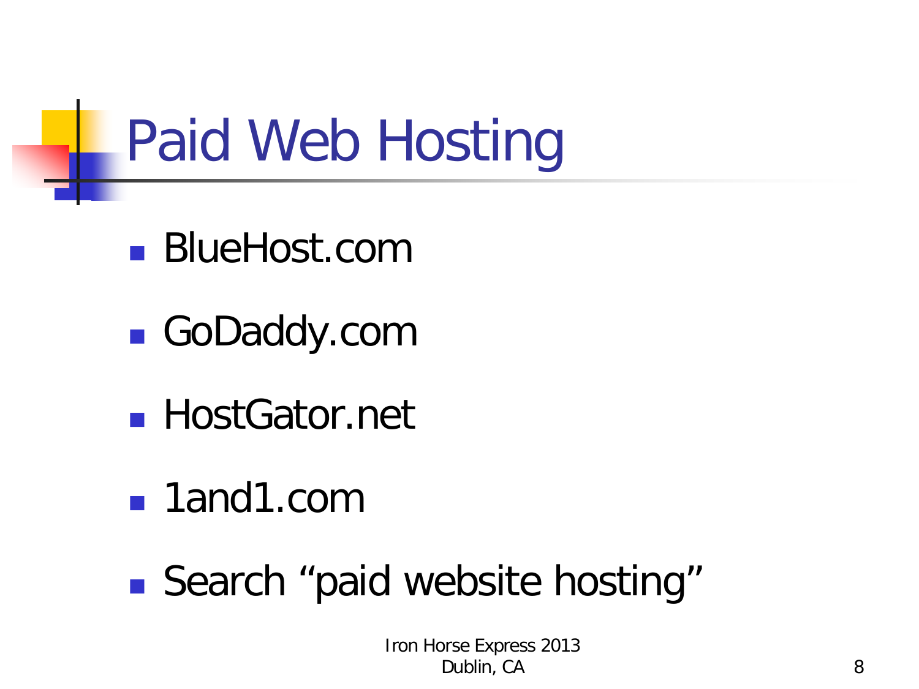# Paid Web Hosting

- BlueHost.com
- GoDaddy.com
- HostGator.net
- 1and1.com
- Search “paid website hosting”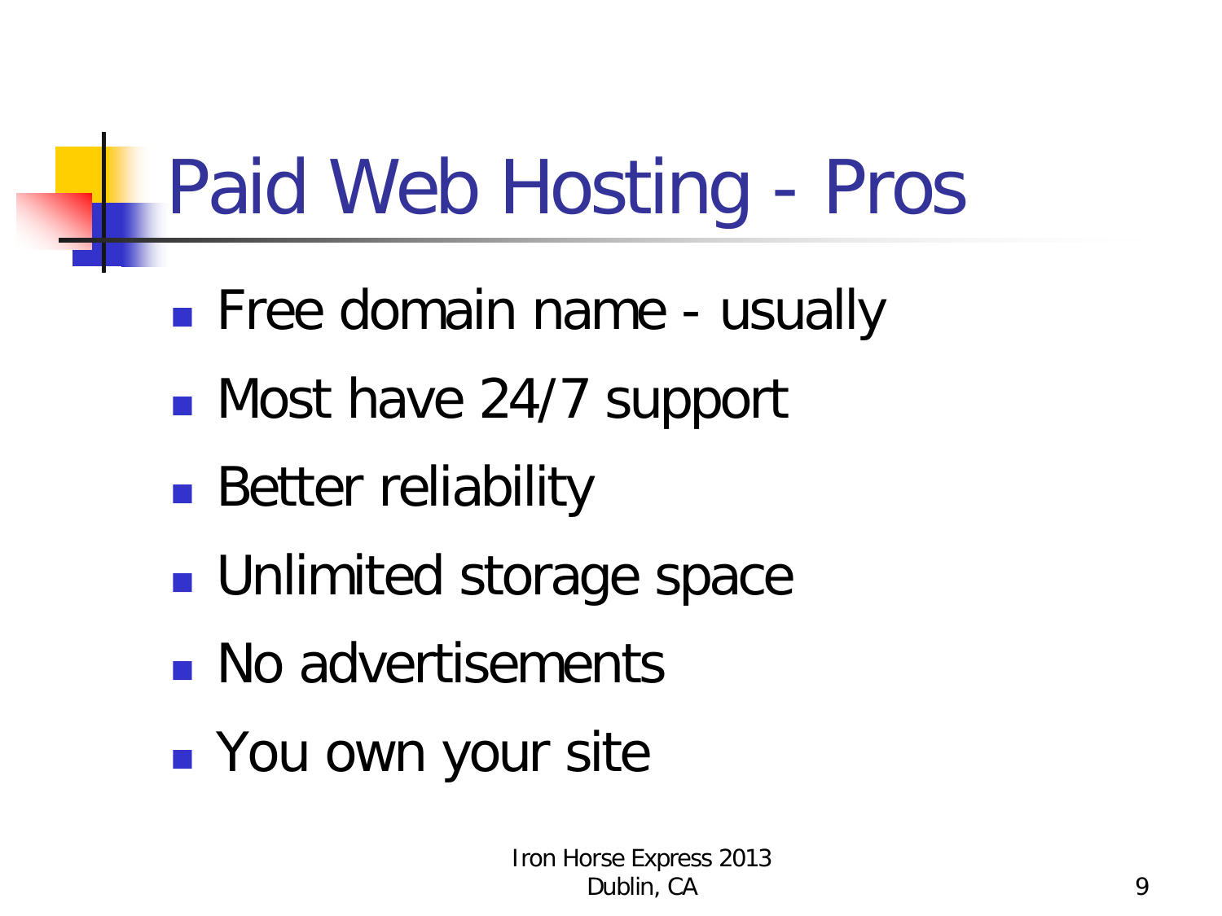# Paid Web Hosting - Pros

- Free domain name - usually
- Most have 24/7 support
- Better reliability
- Unlimited storage space
- No advertisements
- You own your site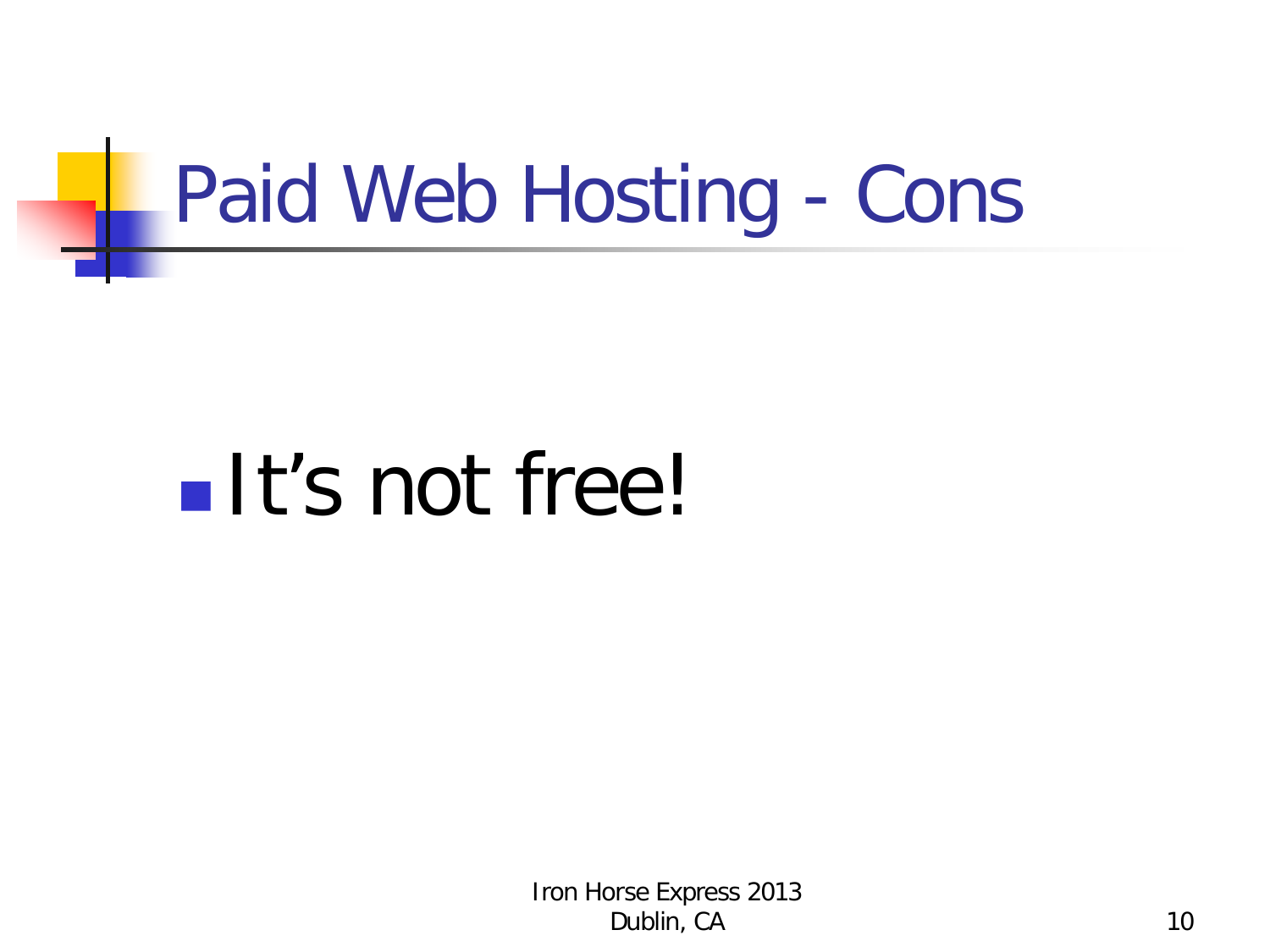# Paid Web Hosting - Cons

- It's not free!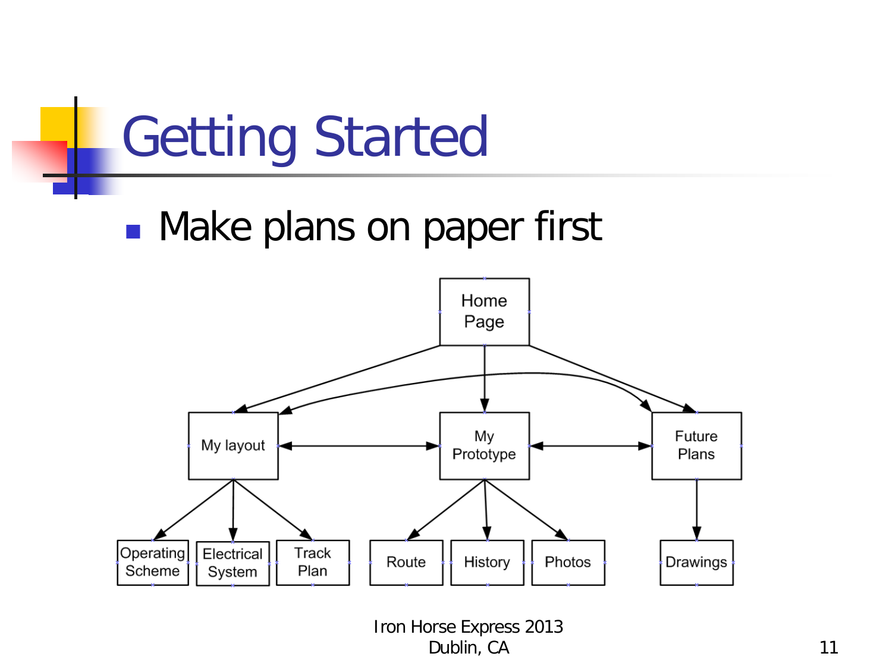# Getting Started

- Make plans on paper first

Home Page

My layout | My Prototype | Future Plans

Operating Scheme | Electrical System | Track Plan | Route | History | Photos | Drawings

Iron Horse Express 2013
Dublin, CA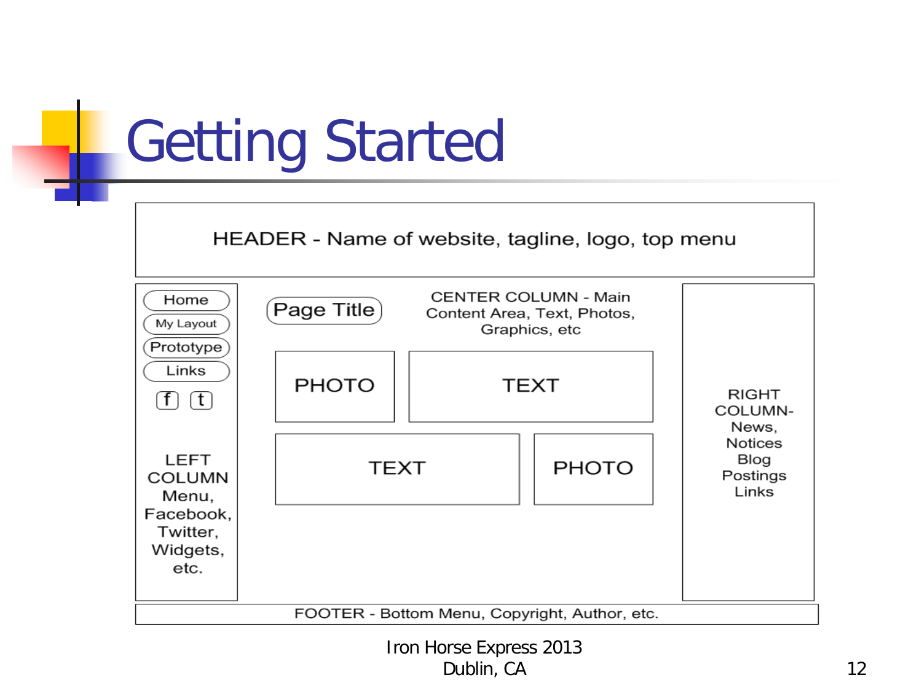# Getting Started

HEADER - Name of website, tagline, logo, top menu

Home

My Layout

Prototype

Links

f t

LEFT COLUMN Menu, Facebook, Twitter, Widgets, etc.

Page Title

CENTER COLUMN - Main Content Area, Text, Photos, Graphics, etc

PHOTO

TEXT

TEXT

PHOTO

RIGHT COLUMN- News, Notices Blog Postings Links

FOOTER - Bottom Menu, Copyright, Author, etc.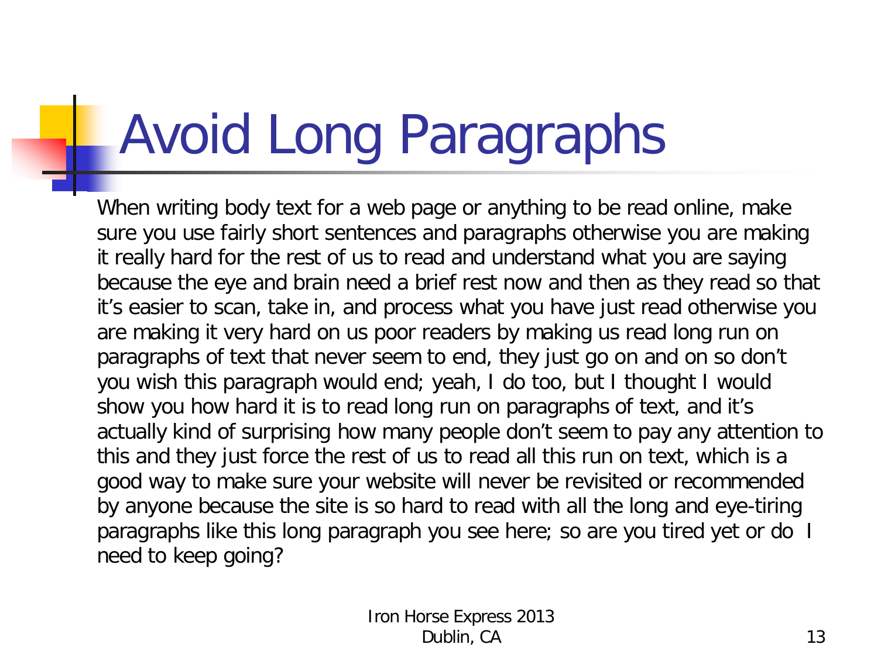# Avoid Long Paragraphs

When writing body text for a web page or anything to be read online, make sure you use fairly short sentences and paragraphs otherwise you are making it really hard for the rest of us to read and understand what you are saying because the eye and brain need a brief rest now and then as they read so that it's easier to scan, take in, and process what you have just read otherwise you are making it very hard on us poor readers by making us read long run on paragraphs of text that never seem to end, they just go on and on so don't you wish this paragraph would end; yeah, I do too, but I thought I would show you how hard it is to read long run on paragraphs of text, and it's actually kind of surprising how many people don't seem to pay any attention to this and they just force the rest of us to read all this run on text, which is a good way to make sure your website will never be revisited or recommended by anyone because the site is so hard to read with all the long and eye-tiring paragraphs like this long paragraph you see here; so are you tired yet or do I need to keep going?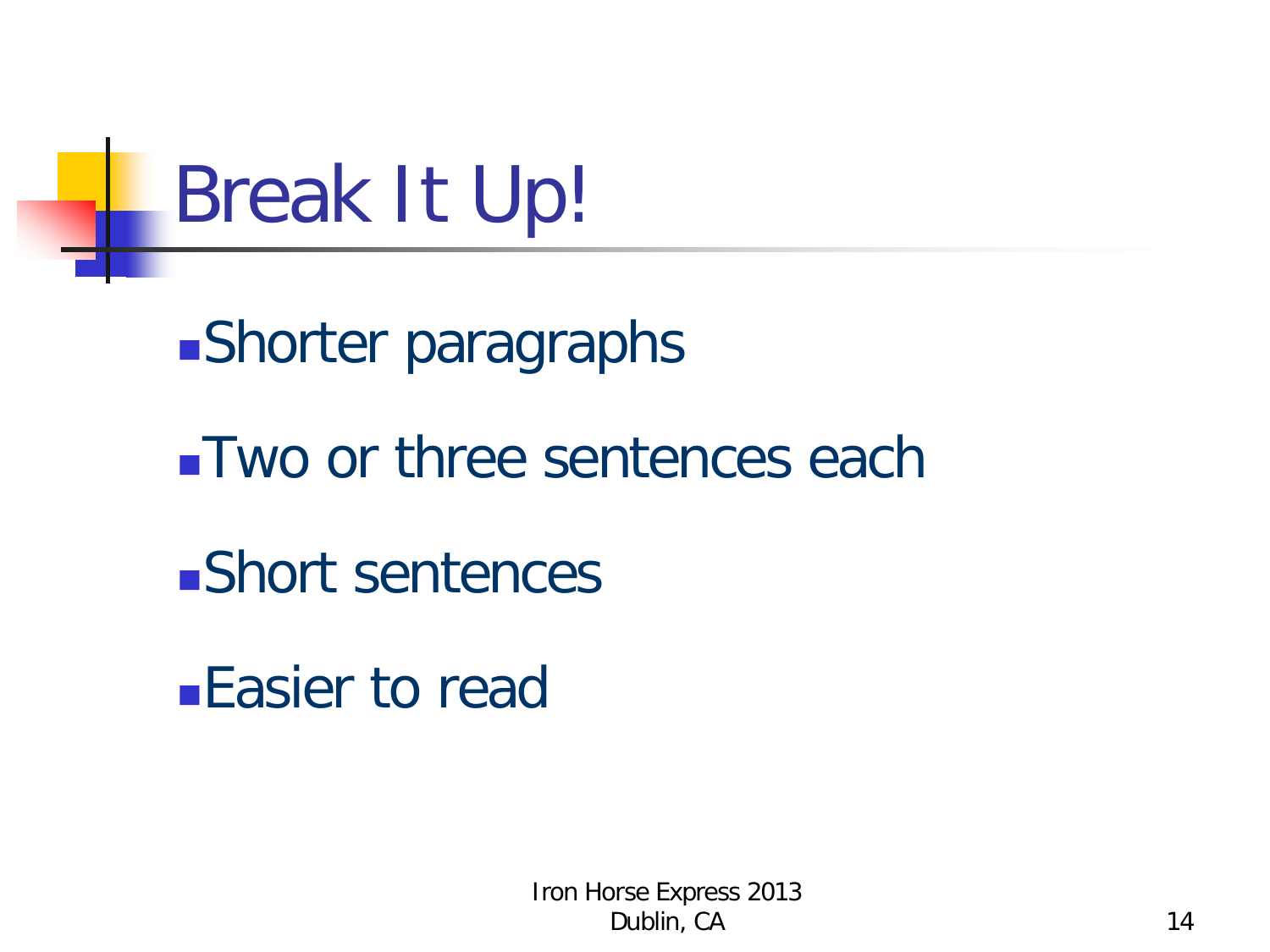# Break It Up!

- Shorter paragraphs
- Two or three sentences each
- Short sentences
- Easier to read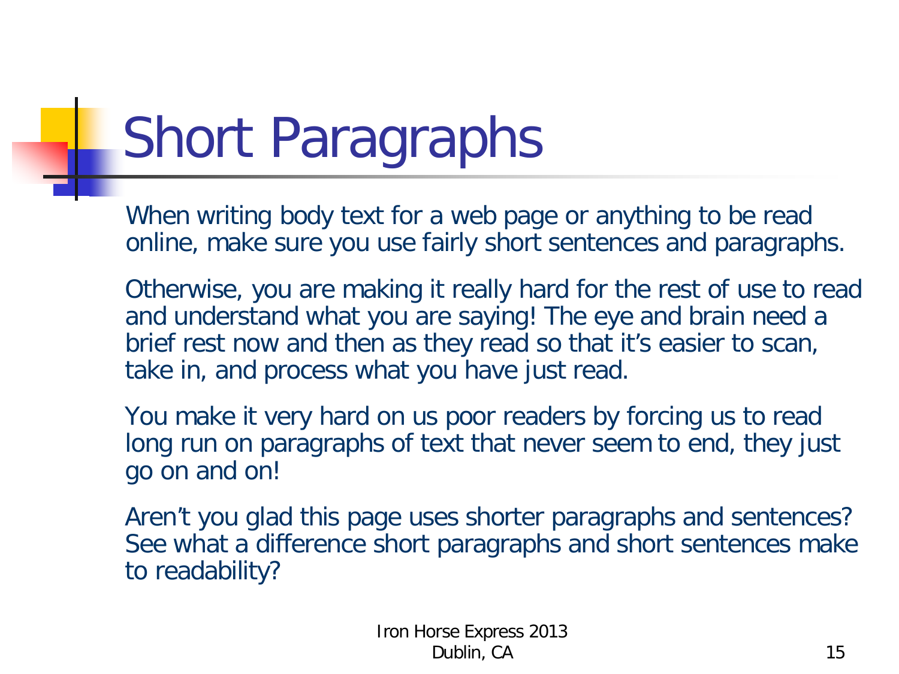# Short Paragraphs

When writing body text for a web page or anything to be read online, make sure you use fairly short sentences and paragraphs.

Otherwise, you are making it really hard for the rest of use to read and understand what you are saying! The eye and brain need a brief rest now and then as they read so that it's easier to scan, take in, and process what you have just read.

You make it very hard on us poor readers by forcing us to read long run on paragraphs of text that never seem to end, they just go on and on!

Aren't you glad this page uses shorter paragraphs and sentences? See what a difference short paragraphs and short sentences make to readability?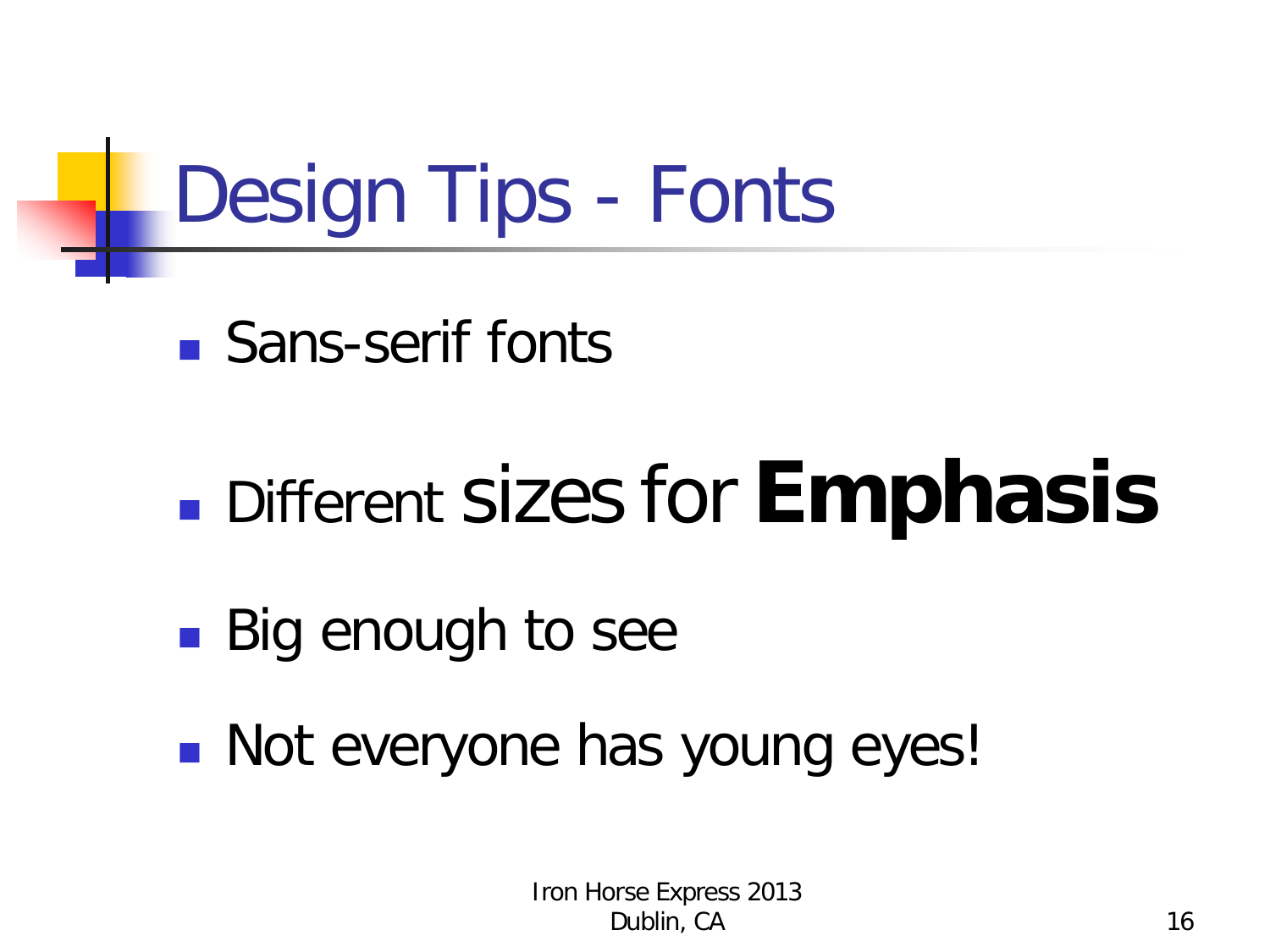# Design Tips - Fonts

- Sans-serif fonts
- Different sizes for **Emphasis**
- Big enough to see
- Not everyone has young eyes!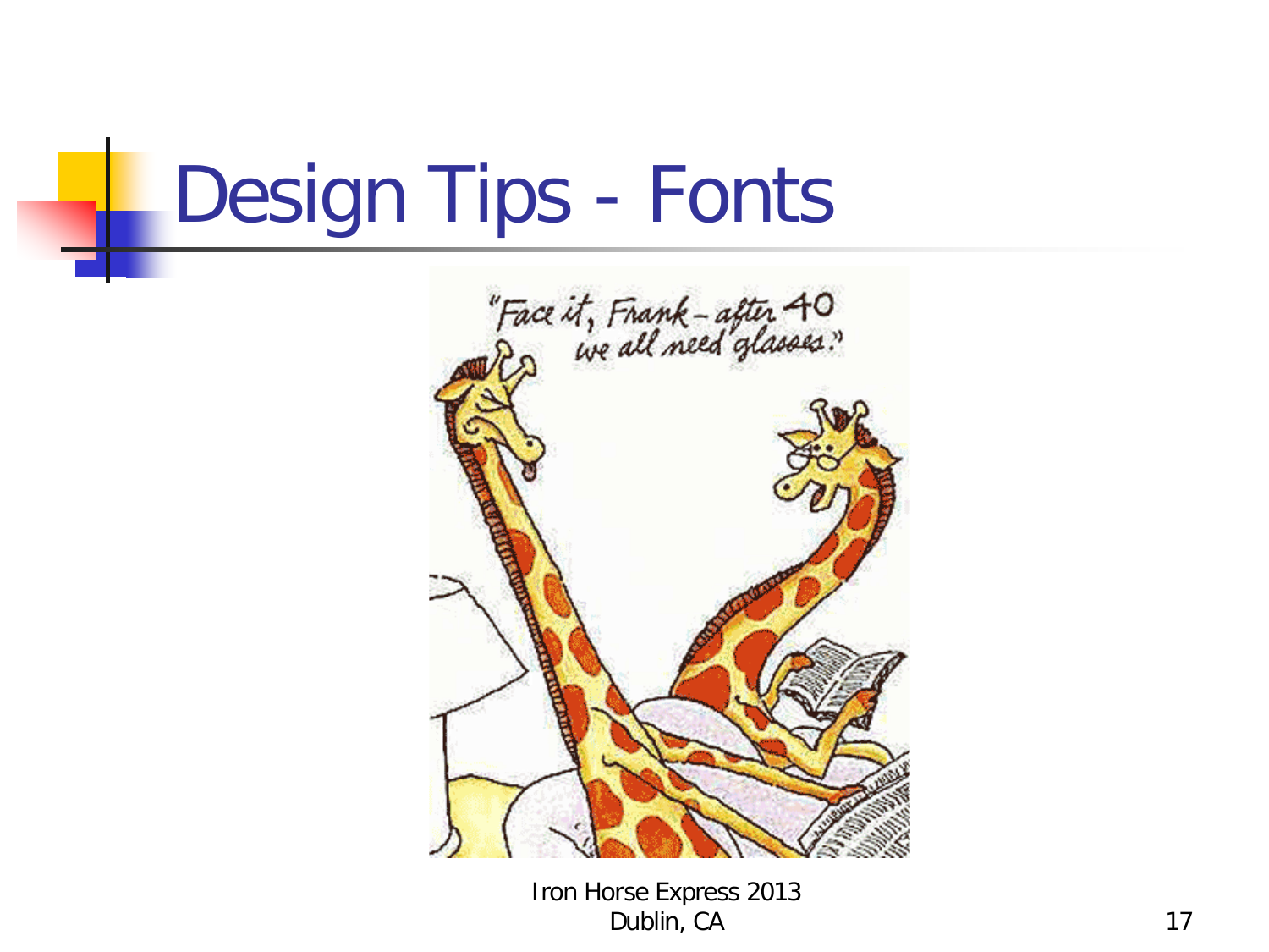# Design Tips - Fonts

"Face it, Frank – after 40 we all need glasses."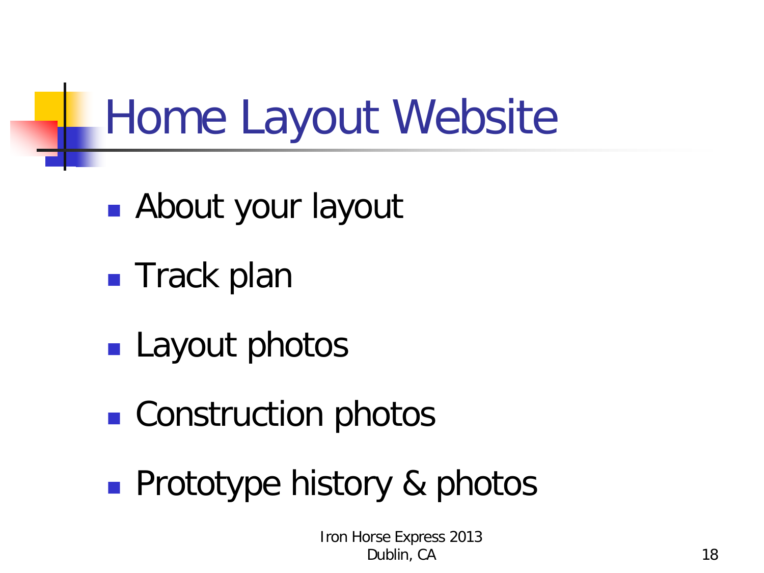# Home Layout Website

- About your layout
- Track plan
- Layout photos
- Construction photos
- Prototype history & photos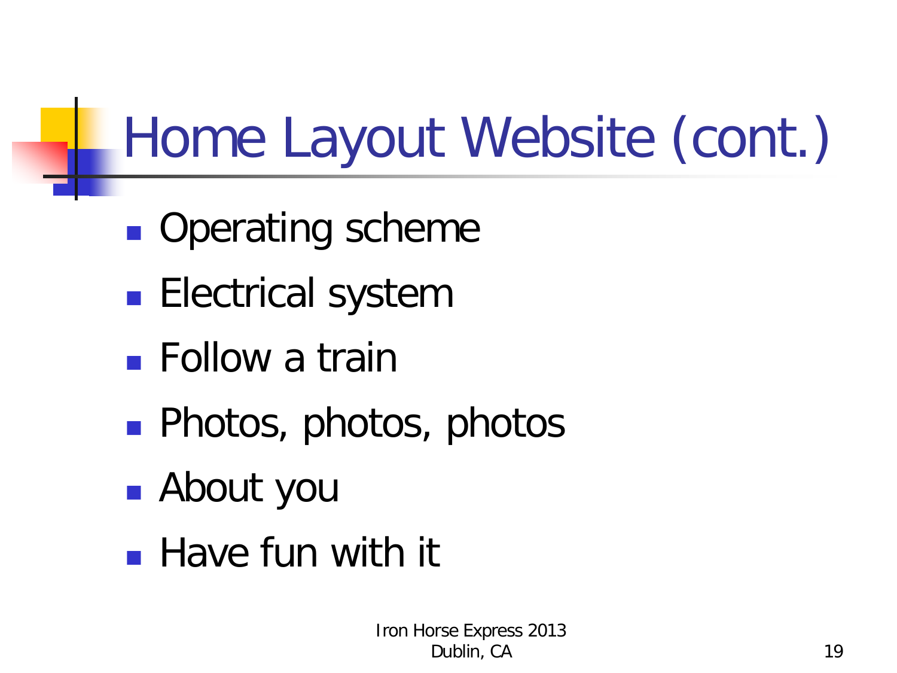# Home Layout Website (cont.)

- Operating scheme
- Electrical system
- Follow a train
- Photos, photos, photos
- About you
- Have fun with it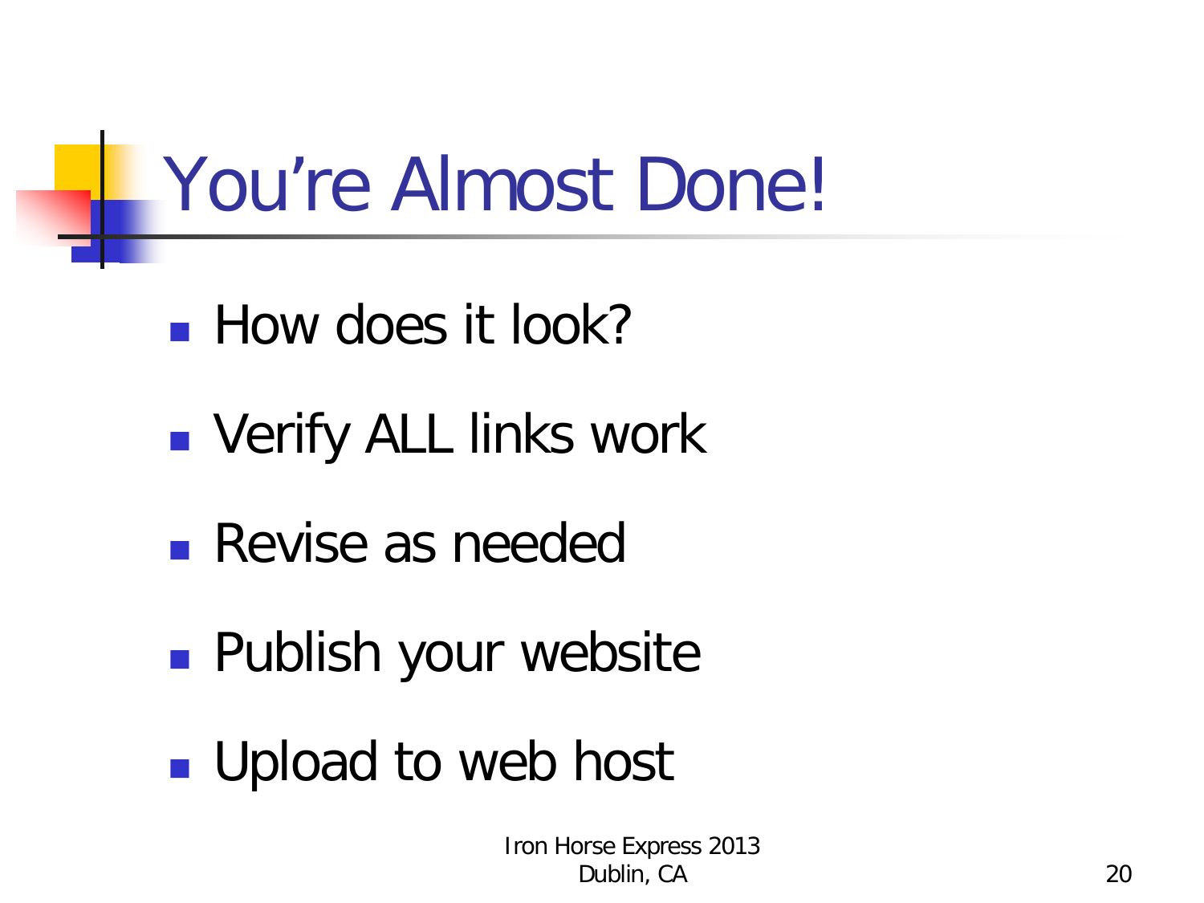# You're Almost Done!

- How does it look?
- Verify ALL links work
- Revise as needed
- Publish your website
- Upload to web host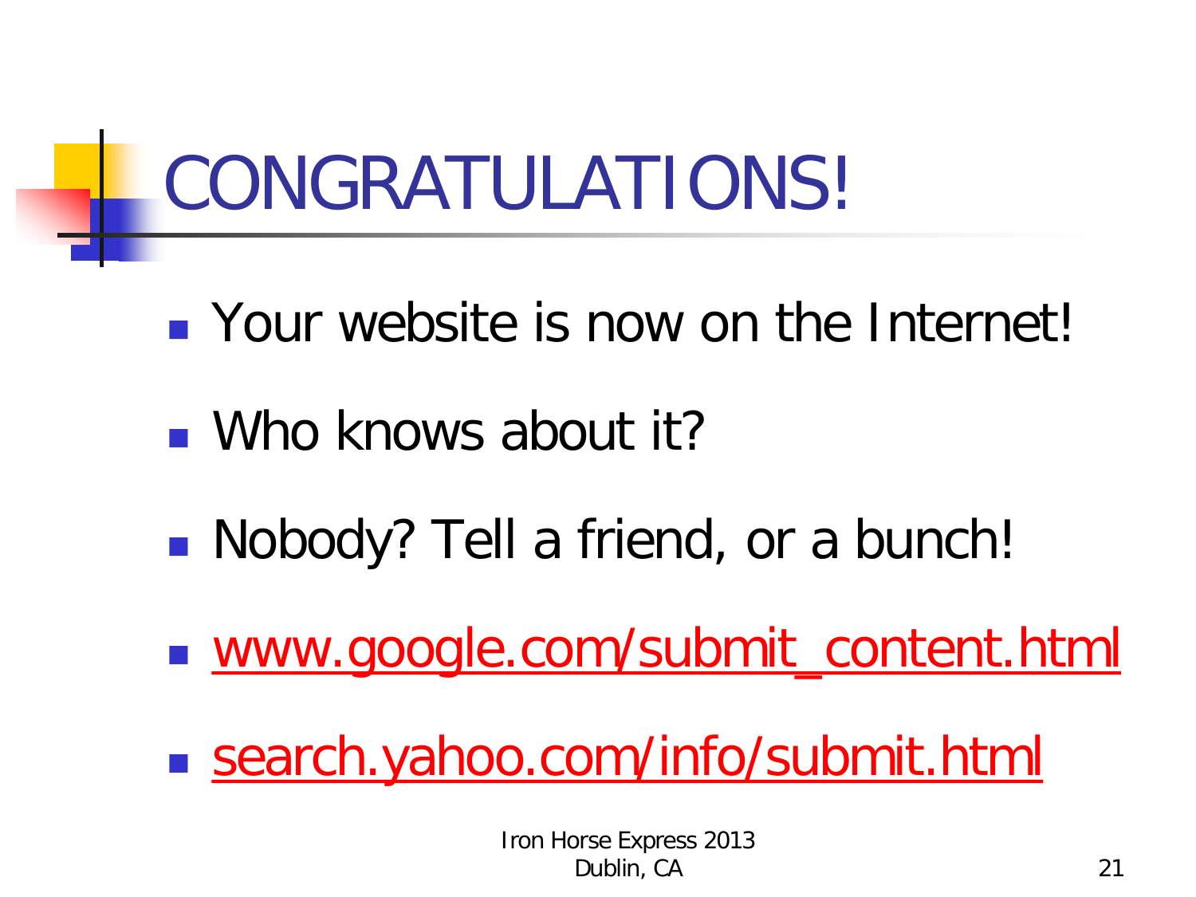# CONGRATULATIONS!

- Your website is now on the Internet!
- Who knows about it?
- Nobody? Tell a friend, or a bunch!
- [www.google.com/submit_content.html](www.google.com/submit_content.html)
- [search.yahoo.com/info/submit.html](search.yahoo.com/info/submit.html)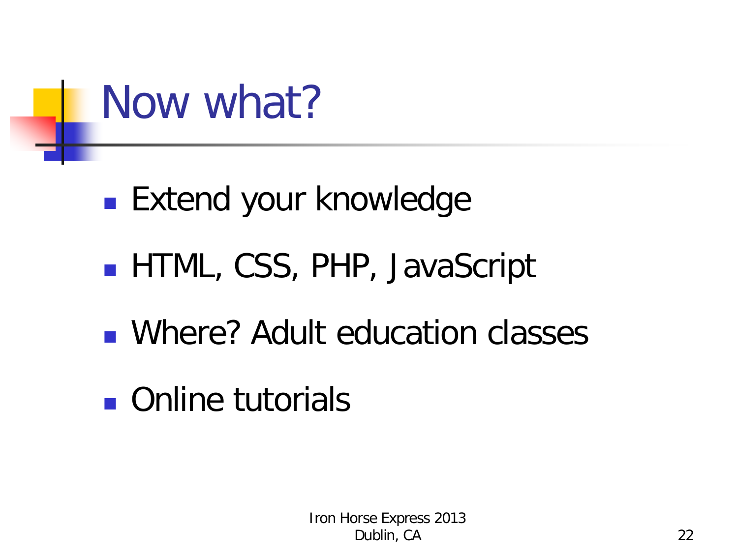# Now what?

- Extend your knowledge
- HTML, CSS, PHP, JavaScript
- Where? Adult education classes
- Online tutorials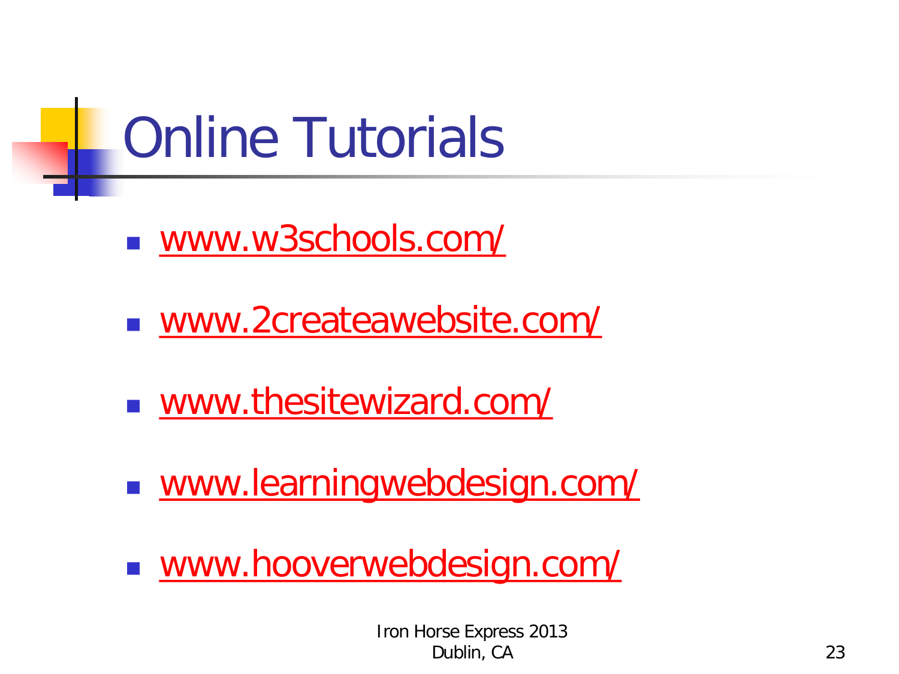# Online Tutorials

- www.w3schools.com/
- www.2createawebsite.com/
- www.thesitewizard.com/
- www.learningwebdesign.com/
- www.hooverwebdesign.com/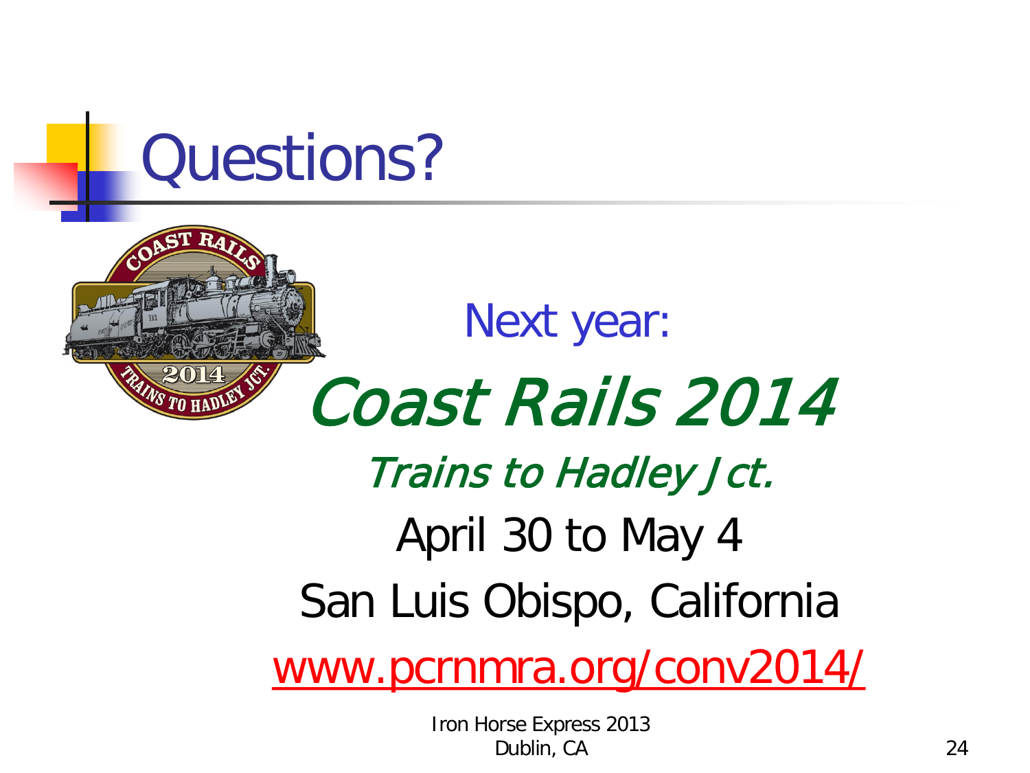# Questions?

Next year:

*Coast Rails 2014*

*Trains to Hadley Jct.*

April 30 to May 4

San Luis Obispo, California

www.pcrnmra.org/conv2014/